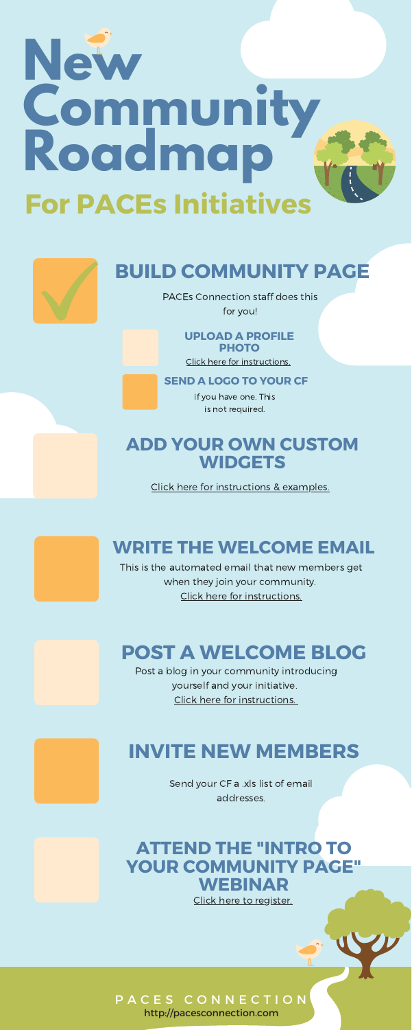# New Community Roadmap

## For PACEs Initiatives

### BUILD COMMUNITY PAGE

PACEs Connection staff does this for you!

**UPLOAD A PROFILE PHOTO**

Click here for instructions.

**SEND A LOGO TO YOUR CF**

If you have one. This is not required.

### ADD YOUR OWN CUSTOM WIDGETS

Click here for instructions & examples.

### WRITE THE WELCOME EMAIL

This is the automated email that new members get when they join your community.
Click here for instructions.

### POST A WELCOME BLOG

Post a blog in your community introducing yourself and your initiative.
Click here for instructions.

### INVITE NEW MEMBERS

Send your CF a .xls list of email addresses.

### ATTEND THE "INTRO TO YOUR COMMUNITY PAGE" WEBINAR

Click here to register.

PACES CONNECTION
http://pacesconnection.com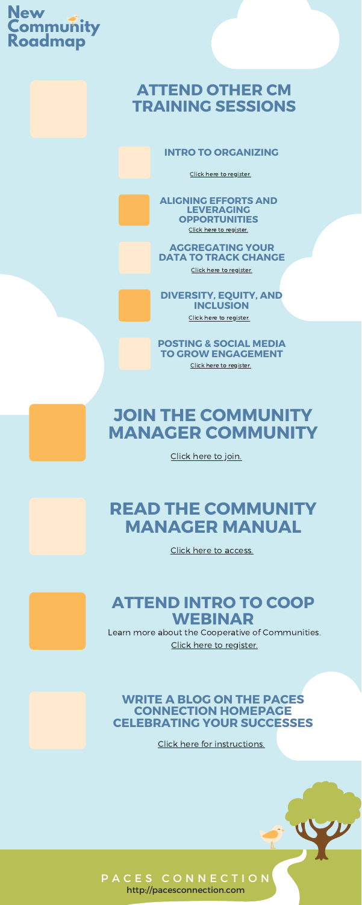# New Community Roadmap

## ATTEND OTHER CM TRAINING SESSIONS

### INTRO TO ORGANIZING

Click here to register.

### ALIGNING EFFORTS AND LEVERAGING OPPORTUNITIES

Click here to register.

### AGGREGATING YOUR DATA TO TRACK CHANGE

Click here to register.

### DIVERSITY, EQUITY, AND INCLUSION

Click here to register.

### POSTING & SOCIAL MEDIA TO GROW ENGAGEMENT

Click here to register.

## JOIN THE COMMUNITY MANAGER COMMUNITY

Click here to join.

## READ THE COMMUNITY MANAGER MANUAL

Click here to access.

## ATTEND INTRO TO COOP WEBINAR

Learn more about the Cooperative of Communities.

Click here to register.

## WRITE A BLOG ON THE PACES CONNECTION HOMEPAGE CELEBRATING YOUR SUCCESSES

Click here for instructions.

PACES CONNECTION

http://pacesconnection.com